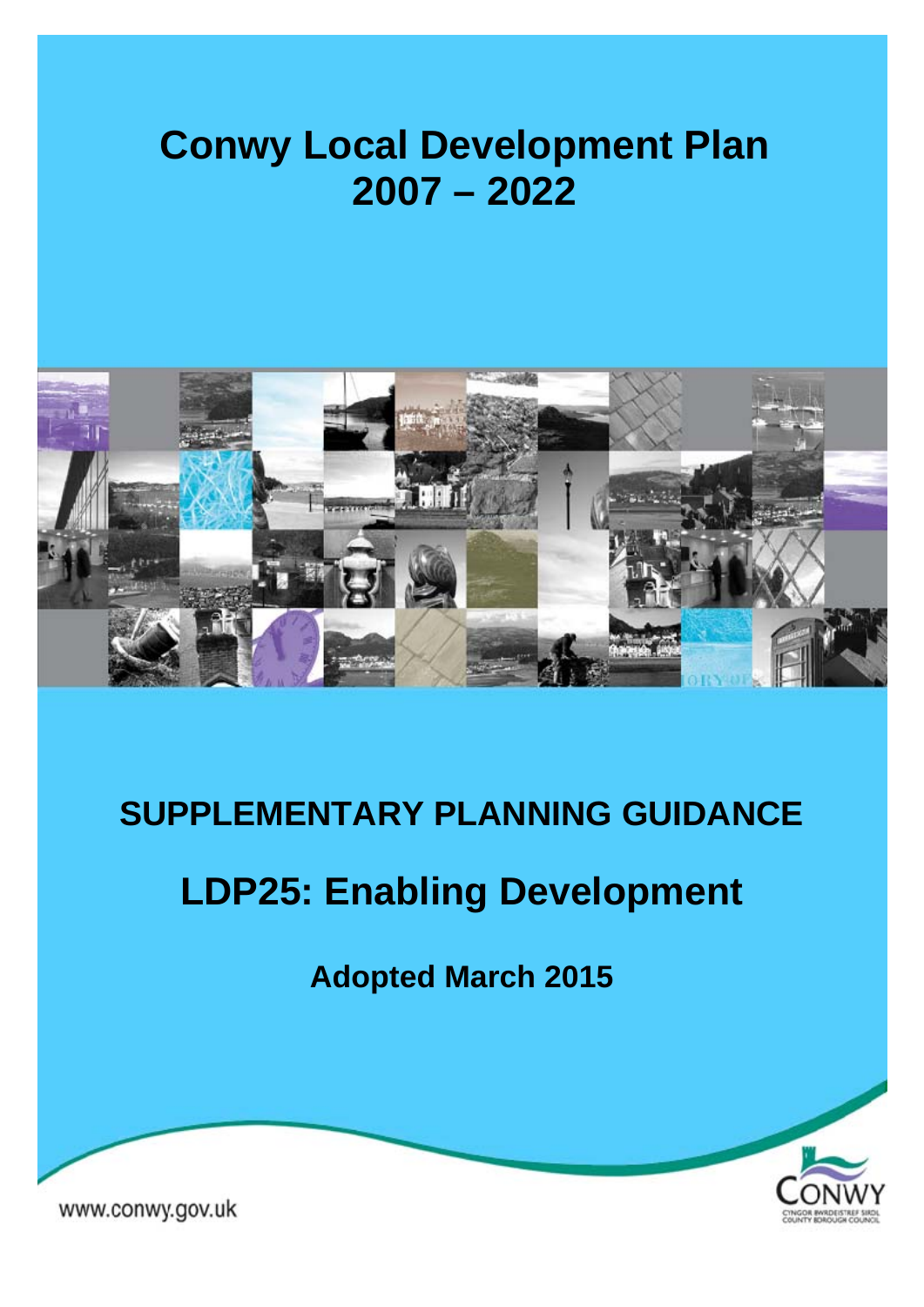# Conwy Local Development Plan 2007 – 2022

## SUPPLEMENTARY PLANNING GUIDANCE

## LDP25: Enabling Development

**Adopted March 2015**

www.conwy.gov.uk

CONWY
CYNGOR BWRDEISTREF SIROL
COUNTY BOROUGH COUNCIL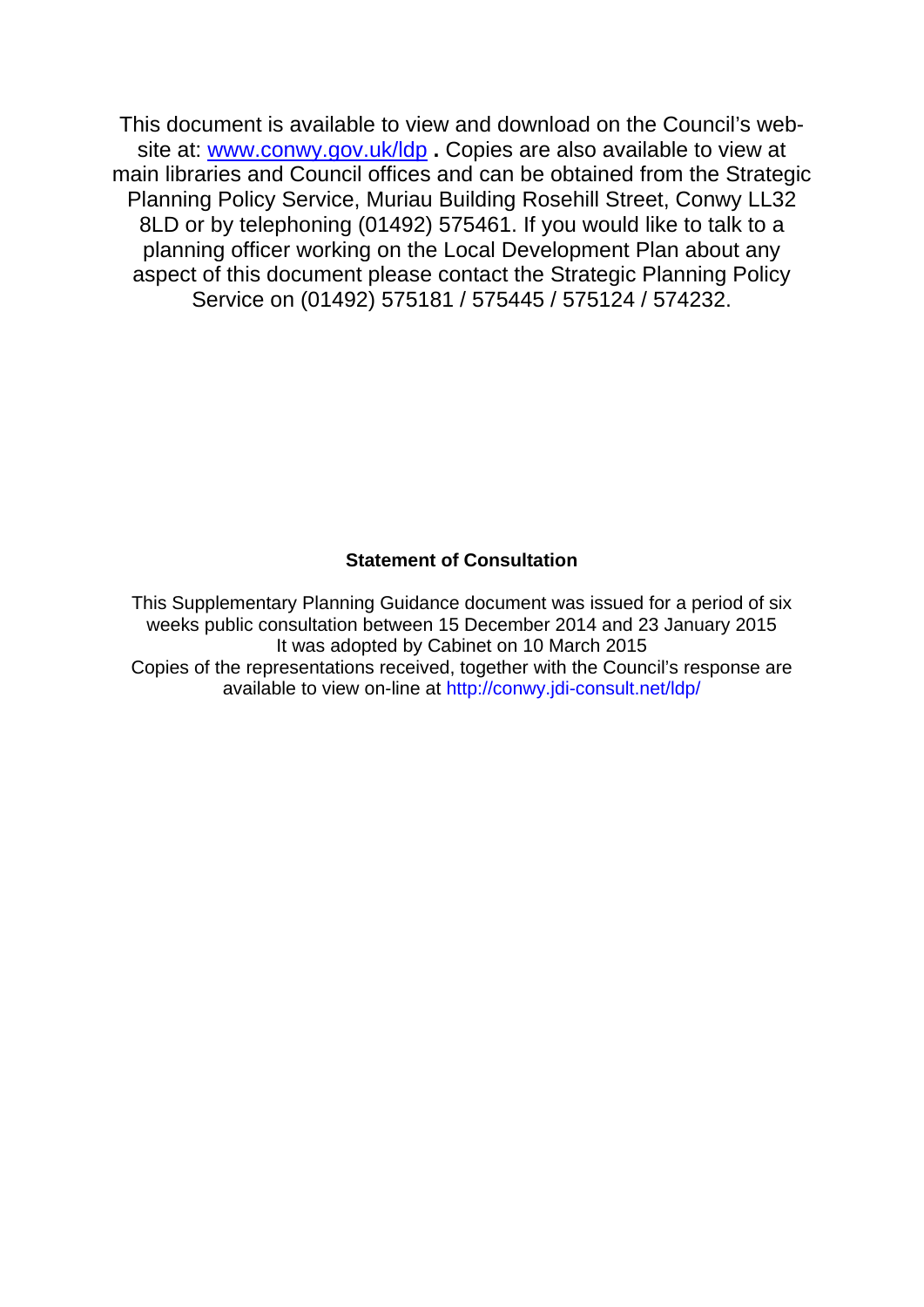This document is available to view and download on the Council's web-site at: [www.conwy.gov.uk/ldp](http://www.conwy.gov.uk/ldp) **.** Copies are also available to view at main libraries and Council offices and can be obtained from the Strategic Planning Policy Service, Muriau Building Rosehill Street, Conwy LL32 8LD or by telephoning (01492) 575461. If you would like to talk to a planning officer working on the Local Development Plan about any aspect of this document please contact the Strategic Planning Policy Service on (01492) 575181 / 575445 / 575124 / 574232.

**Statement of Consultation**

This Supplementary Planning Guidance document was issued for a period of six weeks public consultation between 15 December 2014 and 23 January 2015
It was adopted by Cabinet on 10 March 2015
Copies of the representations received, together with the Council's response are available to view on-line at http://conwy.jdi-consult.net/ldp/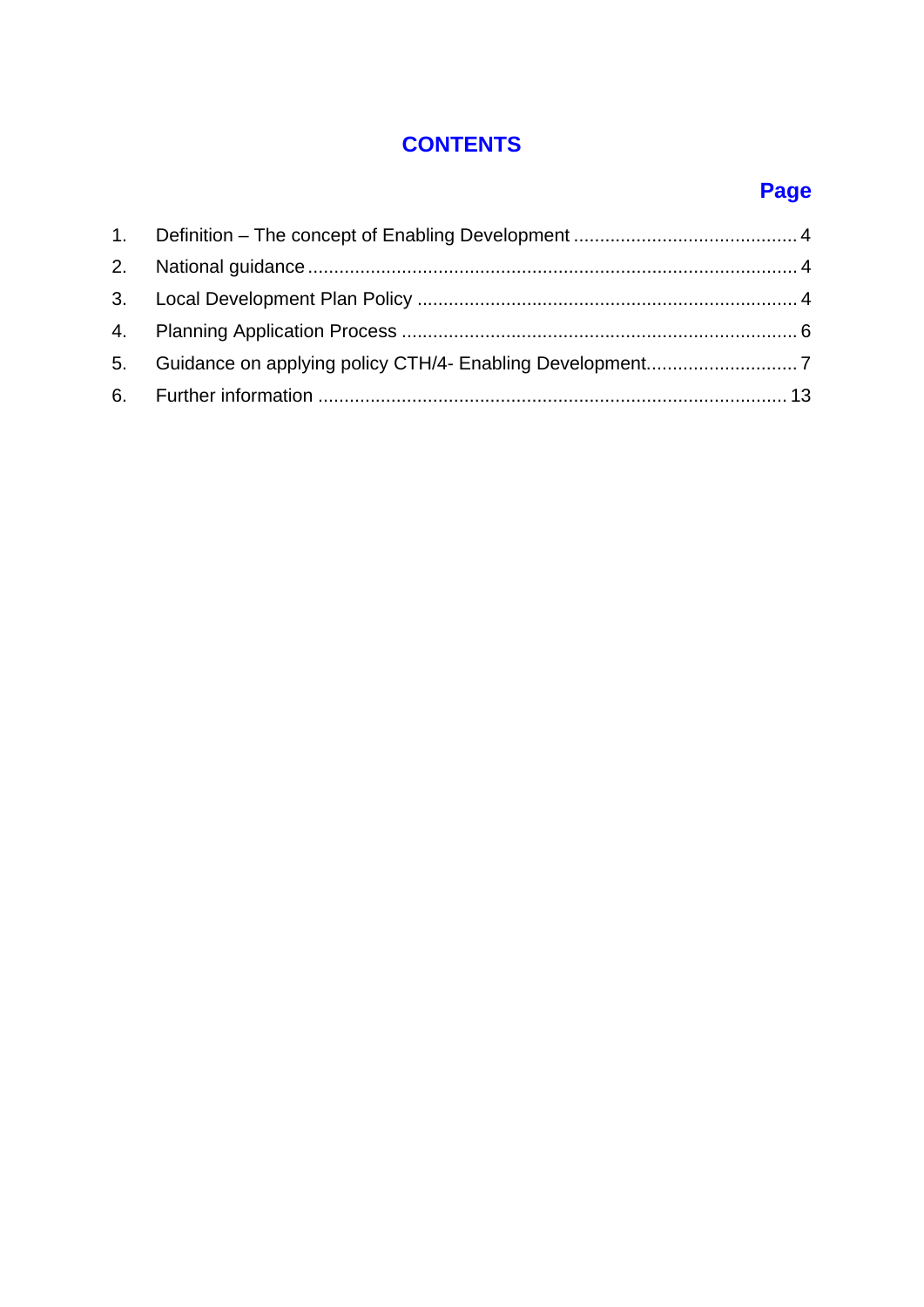# CONTENTS

| | | Page |
|---|---|---|
| 1. | Definition – The concept of Enabling Development | 4 |
| 2. | National guidance | 4 |
| 3. | Local Development Plan Policy | 4 |
| 4. | Planning Application Process | 6 |
| 5. | Guidance on applying policy CTH/4- Enabling Development | 7 |
| 6. | Further information | 13 |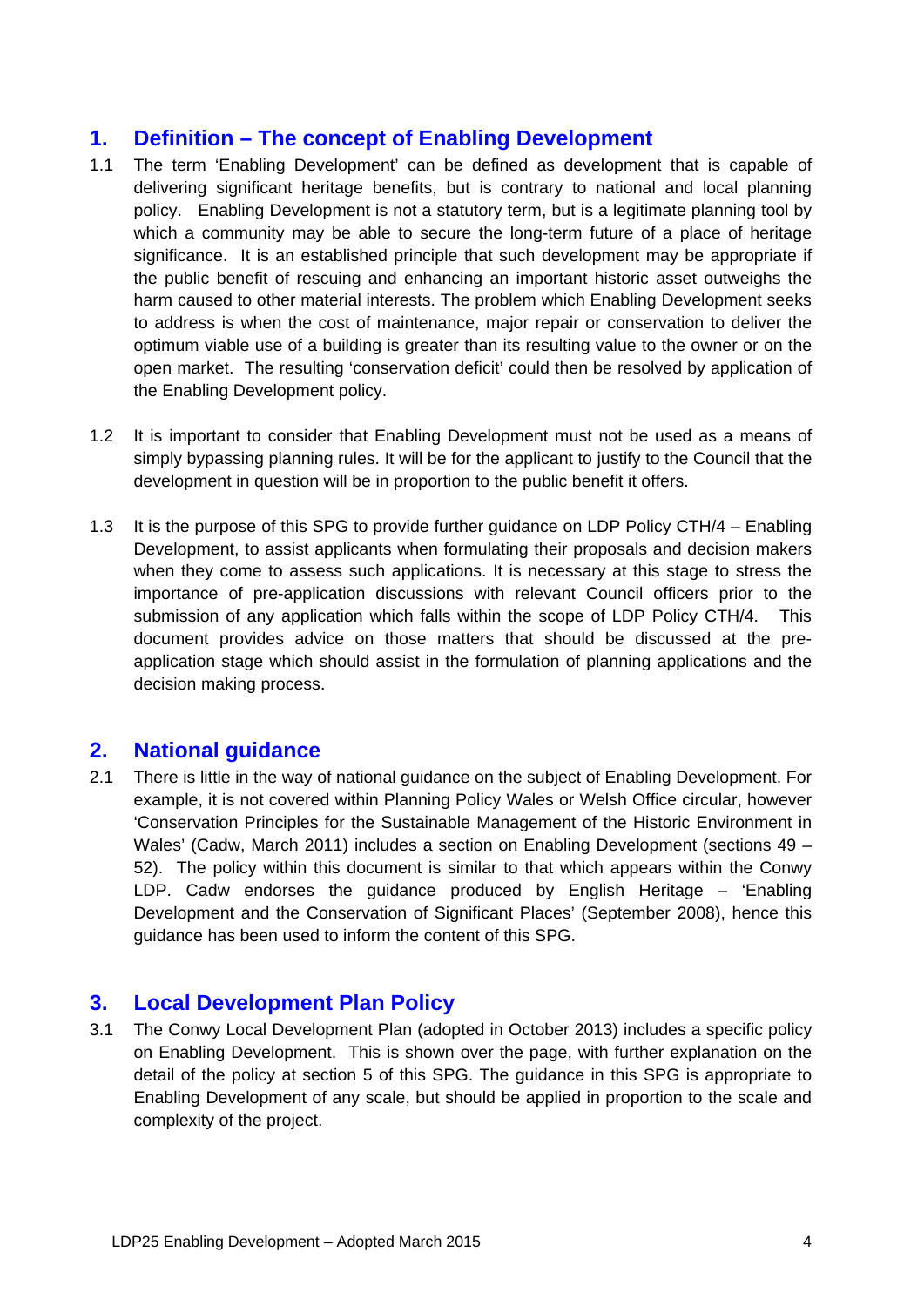## 1. Definition – The concept of Enabling Development

1.1 The term 'Enabling Development' can be defined as development that is capable of delivering significant heritage benefits, but is contrary to national and local planning policy. Enabling Development is not a statutory term, but is a legitimate planning tool by which a community may be able to secure the long-term future of a place of heritage significance. It is an established principle that such development may be appropriate if the public benefit of rescuing and enhancing an important historic asset outweighs the harm caused to other material interests. The problem which Enabling Development seeks to address is when the cost of maintenance, major repair or conservation to deliver the optimum viable use of a building is greater than its resulting value to the owner or on the open market. The resulting 'conservation deficit' could then be resolved by application of the Enabling Development policy.

1.2 It is important to consider that Enabling Development must not be used as a means of simply bypassing planning rules. It will be for the applicant to justify to the Council that the development in question will be in proportion to the public benefit it offers.

1.3 It is the purpose of this SPG to provide further guidance on LDP Policy CTH/4 – Enabling Development, to assist applicants when formulating their proposals and decision makers when they come to assess such applications. It is necessary at this stage to stress the importance of pre-application discussions with relevant Council officers prior to the submission of any application which falls within the scope of LDP Policy CTH/4. This document provides advice on those matters that should be discussed at the pre-application stage which should assist in the formulation of planning applications and the decision making process.

## 2. National guidance

2.1 There is little in the way of national guidance on the subject of Enabling Development. For example, it is not covered within Planning Policy Wales or Welsh Office circular, however 'Conservation Principles for the Sustainable Management of the Historic Environment in Wales' (Cadw, March 2011) includes a section on Enabling Development (sections 49 – 52). The policy within this document is similar to that which appears within the Conwy LDP. Cadw endorses the guidance produced by English Heritage – 'Enabling Development and the Conservation of Significant Places' (September 2008), hence this guidance has been used to inform the content of this SPG.

## 3. Local Development Plan Policy

3.1 The Conwy Local Development Plan (adopted in October 2013) includes a specific policy on Enabling Development. This is shown over the page, with further explanation on the detail of the policy at section 5 of this SPG. The guidance in this SPG is appropriate to Enabling Development of any scale, but should be applied in proportion to the scale and complexity of the project.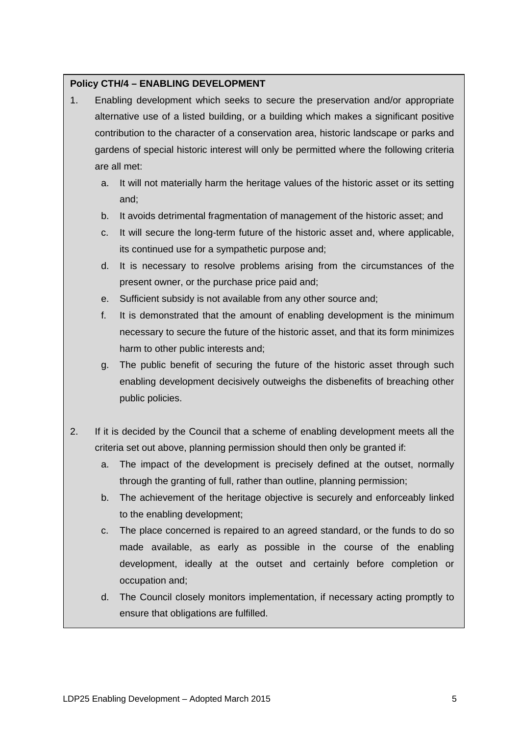**Policy CTH/4 – ENABLING DEVELOPMENT**

1. Enabling development which seeks to secure the preservation and/or appropriate alternative use of a listed building, or a building which makes a significant positive contribution to the character of a conservation area, historic landscape or parks and gardens of special historic interest will only be permitted where the following criteria are all met:
    a. It will not materially harm the heritage values of the historic asset or its setting and;
    b. It avoids detrimental fragmentation of management of the historic asset; and
    c. It will secure the long-term future of the historic asset and, where applicable, its continued use for a sympathetic purpose and;
    d. It is necessary to resolve problems arising from the circumstances of the present owner, or the purchase price paid and;
    e. Sufficient subsidy is not available from any other source and;
    f. It is demonstrated that the amount of enabling development is the minimum necessary to secure the future of the historic asset, and that its form minimizes harm to other public interests and;
    g. The public benefit of securing the future of the historic asset through such enabling development decisively outweighs the disbenefits of breaching other public policies.

2. If it is decided by the Council that a scheme of enabling development meets all the criteria set out above, planning permission should then only be granted if:
    a. The impact of the development is precisely defined at the outset, normally through the granting of full, rather than outline, planning permission;
    b. The achievement of the heritage objective is securely and enforceably linked to the enabling development;
    c. The place concerned is repaired to an agreed standard, or the funds to do so made available, as early as possible in the course of the enabling development, ideally at the outset and certainly before completion or occupation and;
    d. The Council closely monitors implementation, if necessary acting promptly to ensure that obligations are fulfilled.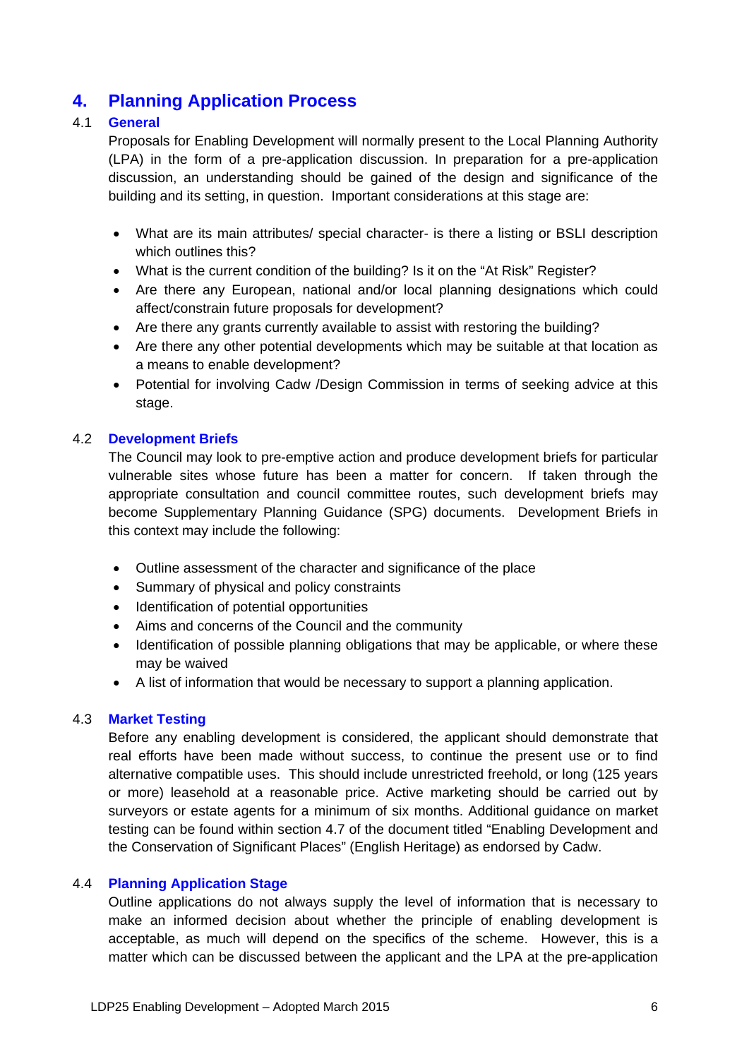# 4. Planning Application Process

## 4.1 General

Proposals for Enabling Development will normally present to the Local Planning Authority (LPA) in the form of a pre-application discussion. In preparation for a pre-application discussion, an understanding should be gained of the design and significance of the building and its setting, in question. Important considerations at this stage are:

- What are its main attributes/ special character- is there a listing or BSLI description which outlines this?
- What is the current condition of the building? Is it on the "At Risk" Register?
- Are there any European, national and/or local planning designations which could affect/constrain future proposals for development?
- Are there any grants currently available to assist with restoring the building?
- Are there any other potential developments which may be suitable at that location as a means to enable development?
- Potential for involving Cadw /Design Commission in terms of seeking advice at this stage.

## 4.2 Development Briefs

The Council may look to pre-emptive action and produce development briefs for particular vulnerable sites whose future has been a matter for concern. If taken through the appropriate consultation and council committee routes, such development briefs may become Supplementary Planning Guidance (SPG) documents. Development Briefs in this context may include the following:

- Outline assessment of the character and significance of the place
- Summary of physical and policy constraints
- Identification of potential opportunities
- Aims and concerns of the Council and the community
- Identification of possible planning obligations that may be applicable, or where these may be waived
- A list of information that would be necessary to support a planning application.

## 4.3 Market Testing

Before any enabling development is considered, the applicant should demonstrate that real efforts have been made without success, to continue the present use or to find alternative compatible uses. This should include unrestricted freehold, or long (125 years or more) leasehold at a reasonable price. Active marketing should be carried out by surveyors or estate agents for a minimum of six months. Additional guidance on market testing can be found within section 4.7 of the document titled "Enabling Development and the Conservation of Significant Places" (English Heritage) as endorsed by Cadw.

## 4.4 Planning Application Stage

Outline applications do not always supply the level of information that is necessary to make an informed decision about whether the principle of enabling development is acceptable, as much will depend on the specifics of the scheme. However, this is a matter which can be discussed between the applicant and the LPA at the pre-application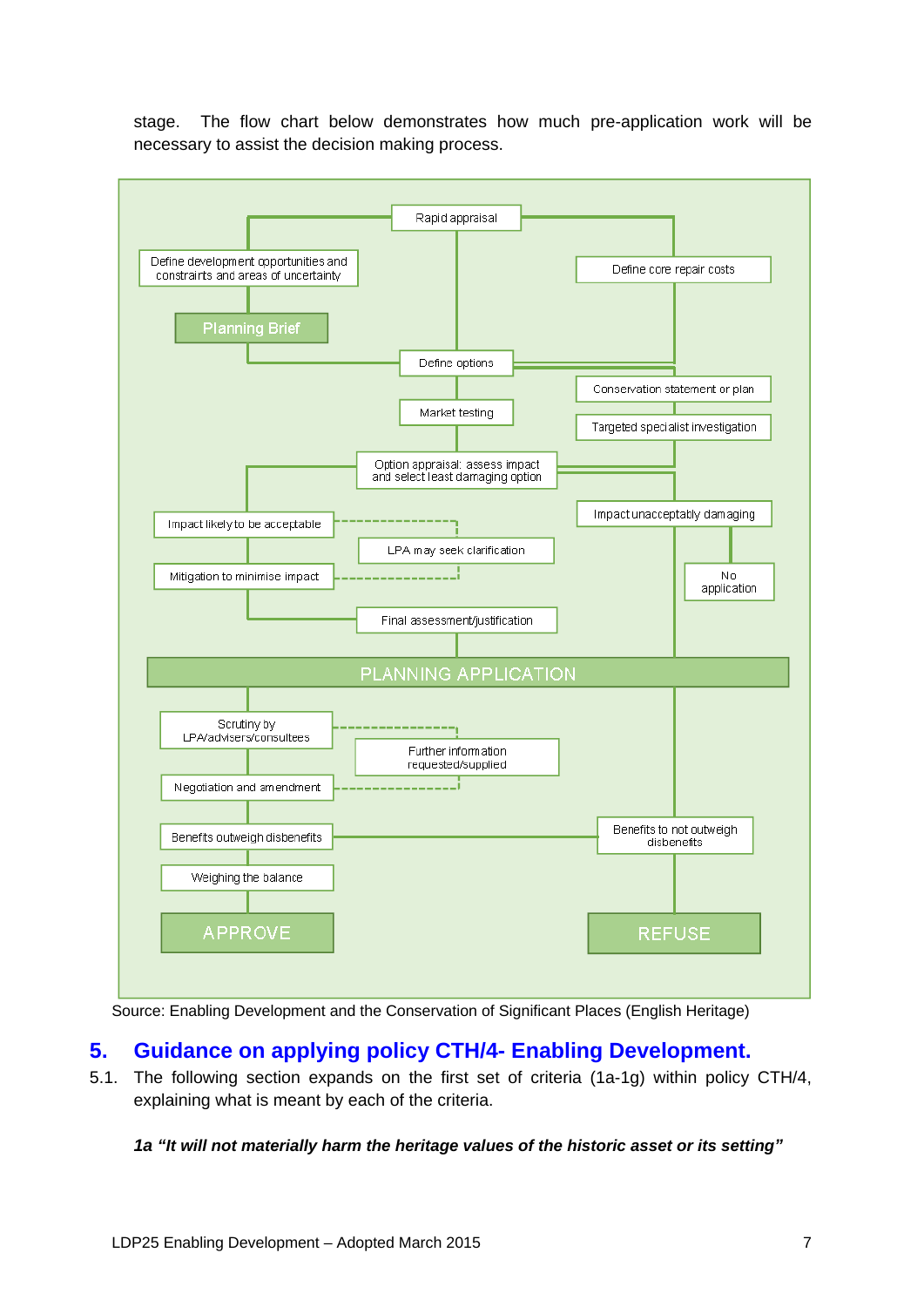stage. The flow chart below demonstrates how much pre-application work will be necessary to assist the decision making process.

- Rapid appraisal
- Define development opportunities and constraints and areas of uncertainty
- Define core repair costs
- Planning Brief
- Define options
- Conservation statement or plan
- Market testing
- Targeted specialist investigation
- Option appraisal: assess impact and select least damaging option
- Impact likely to be acceptable
- Impact unacceptably damaging
- LPA may seek clarification
- No application
- Mitigation to minimise impact
- Final assessment/justification
- PLANNING APPLICATION
- Scrutiny by LPA/advisers/consultees
- Further information requested/supplied
- Negotiation and amendment
- Benefits outweigh disbenefits
- Benefits to not outweigh disbenefits
- Weighing the balance
- APPROVE
- REFUSE

Source: Enabling Development and the Conservation of Significant Places (English Heritage)

## 5. Guidance on applying policy CTH/4- Enabling Development.

5.1. The following section expands on the first set of criteria (1a-1g) within policy CTH/4, explaining what is meant by each of the criteria.

***1a "It will not materially harm the heritage values of the historic asset or its setting"***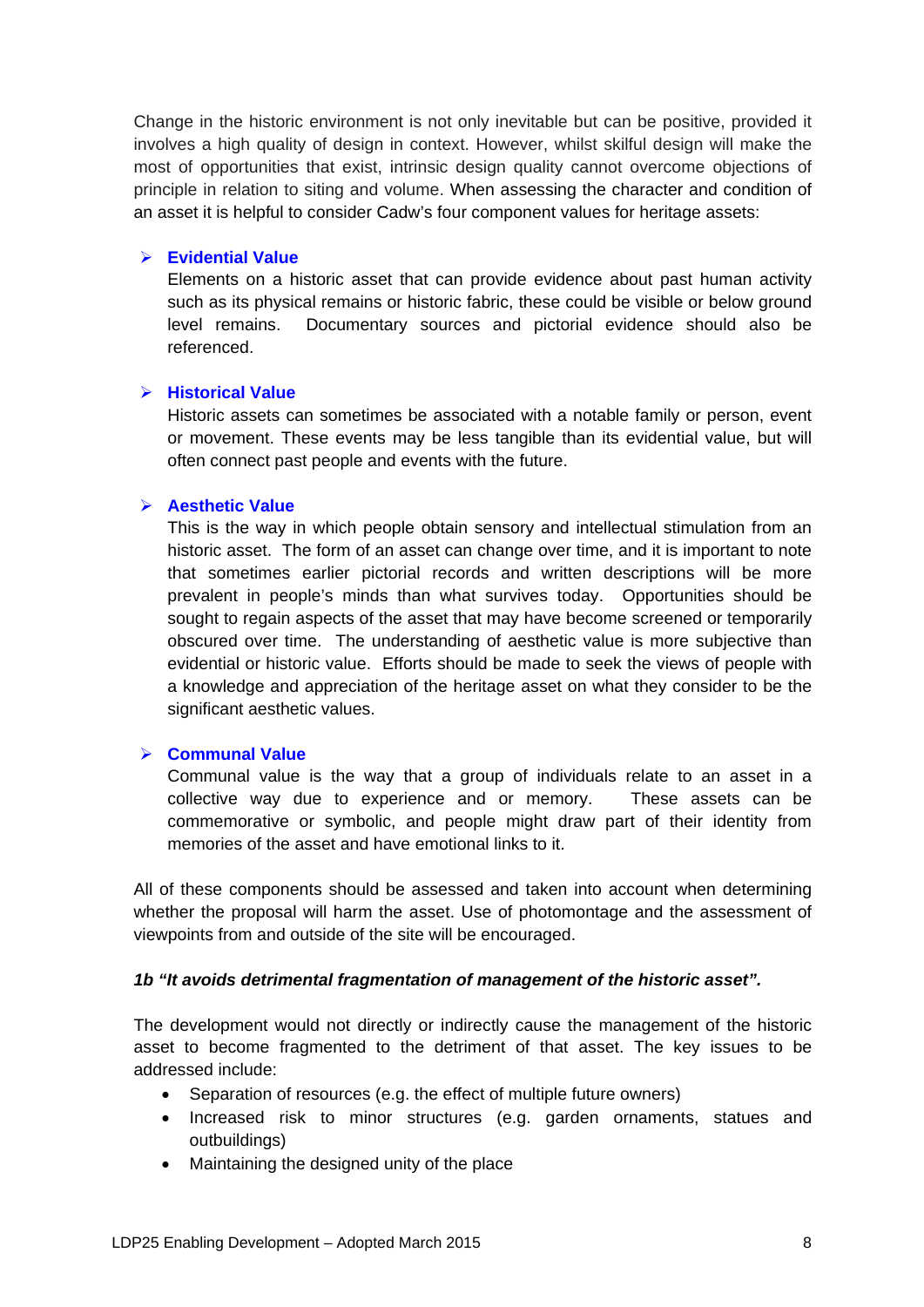Change in the historic environment is not only inevitable but can be positive, provided it involves a high quality of design in context. However, whilst skilful design will make the most of opportunities that exist, intrinsic design quality cannot overcome objections of principle in relation to siting and volume. When assessing the character and condition of an asset it is helpful to consider Cadw's four component values for heritage assets:

- **Evidential Value**
  Elements on a historic asset that can provide evidence about past human activity such as its physical remains or historic fabric, these could be visible or below ground level remains. Documentary sources and pictorial evidence should also be referenced.

- **Historical Value**
  Historic assets can sometimes be associated with a notable family or person, event or movement. These events may be less tangible than its evidential value, but will often connect past people and events with the future.

- **Aesthetic Value**
  This is the way in which people obtain sensory and intellectual stimulation from an historic asset. The form of an asset can change over time, and it is important to note that sometimes earlier pictorial records and written descriptions will be more prevalent in people's minds than what survives today. Opportunities should be sought to regain aspects of the asset that may have become screened or temporarily obscured over time. The understanding of aesthetic value is more subjective than evidential or historic value. Efforts should be made to seek the views of people with a knowledge and appreciation of the heritage asset on what they consider to be the significant aesthetic values.

- **Communal Value**
  Communal value is the way that a group of individuals relate to an asset in a collective way due to experience and or memory. These assets can be commemorative or symbolic, and people might draw part of their identity from memories of the asset and have emotional links to it.

All of these components should be assessed and taken into account when determining whether the proposal will harm the asset. Use of photomontage and the assessment of viewpoints from and outside of the site will be encouraged.

***1b "It avoids detrimental fragmentation of management of the historic asset".***

The development would not directly or indirectly cause the management of the historic asset to become fragmented to the detriment of that asset. The key issues to be addressed include:

- Separation of resources (e.g. the effect of multiple future owners)
- Increased risk to minor structures (e.g. garden ornaments, statues and outbuildings)
- Maintaining the designed unity of the place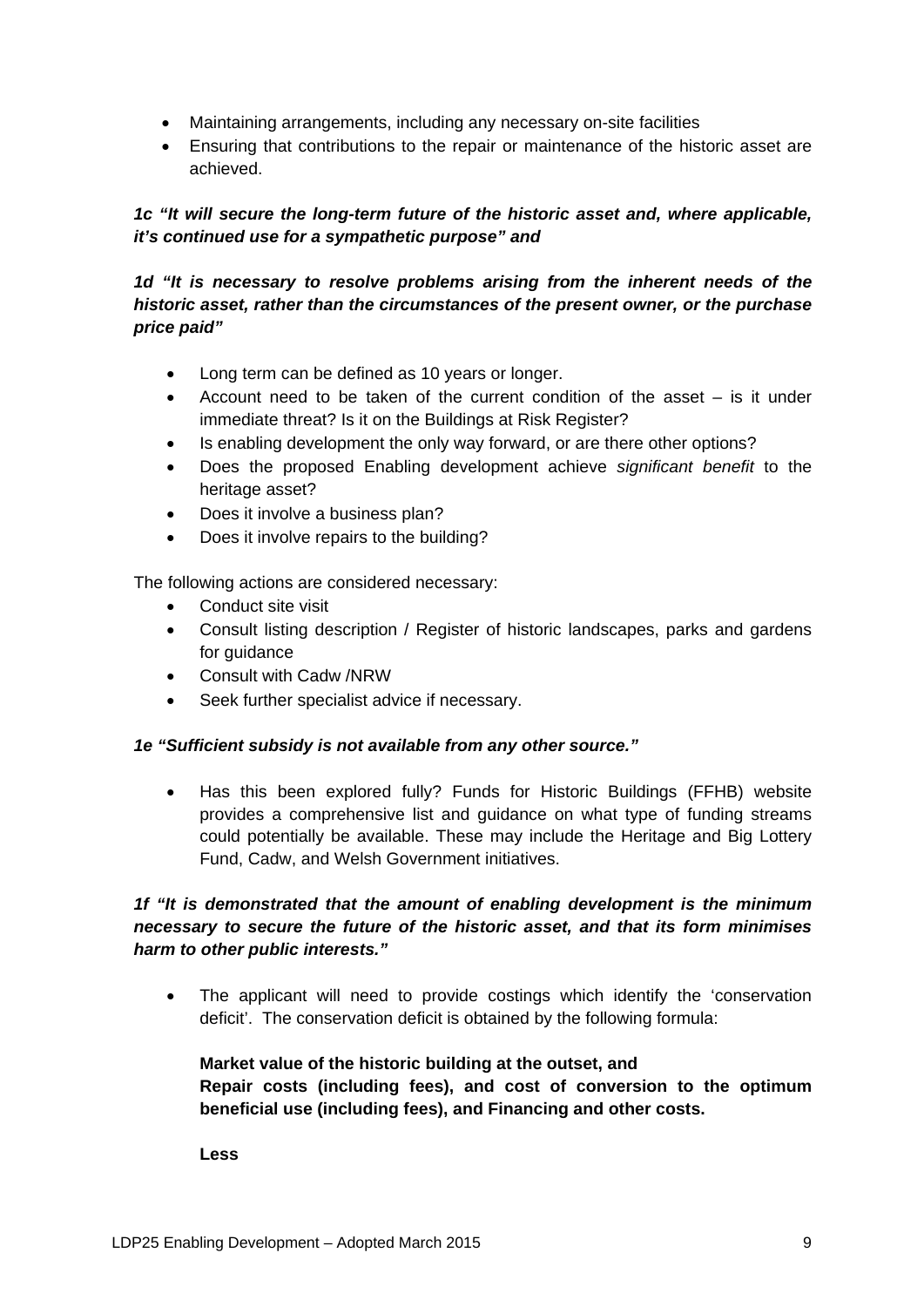- Maintaining arrangements, including any necessary on-site facilities
- Ensuring that contributions to the repair or maintenance of the historic asset are achieved.

***1c "It will secure the long-term future of the historic asset and, where applicable, it's continued use for a sympathetic purpose" and***

***1d "It is necessary to resolve problems arising from the inherent needs of the historic asset, rather than the circumstances of the present owner, or the purchase price paid"***

- Long term can be defined as 10 years or longer.
- Account need to be taken of the current condition of the asset – is it under immediate threat? Is it on the Buildings at Risk Register?
- Is enabling development the only way forward, or are there other options?
- Does the proposed Enabling development achieve *significant benefit* to the heritage asset?
- Does it involve a business plan?
- Does it involve repairs to the building?

The following actions are considered necessary:

- Conduct site visit
- Consult listing description / Register of historic landscapes, parks and gardens for guidance
- Consult with Cadw /NRW
- Seek further specialist advice if necessary.

***1e "Sufficient subsidy is not available from any other source."***

- Has this been explored fully? Funds for Historic Buildings (FFHB) website provides a comprehensive list and guidance on what type of funding streams could potentially be available. These may include the Heritage and Big Lottery Fund, Cadw, and Welsh Government initiatives.

***1f "It is demonstrated that the amount of enabling development is the minimum necessary to secure the future of the historic asset, and that its form minimises harm to other public interests."***

- The applicant will need to provide costings which identify the 'conservation deficit'. The conservation deficit is obtained by the following formula:

  **Market value of the historic building at the outset, and**
  **Repair costs (including fees), and cost of conversion to the optimum beneficial use (including fees), and Financing and other costs.**

  **Less**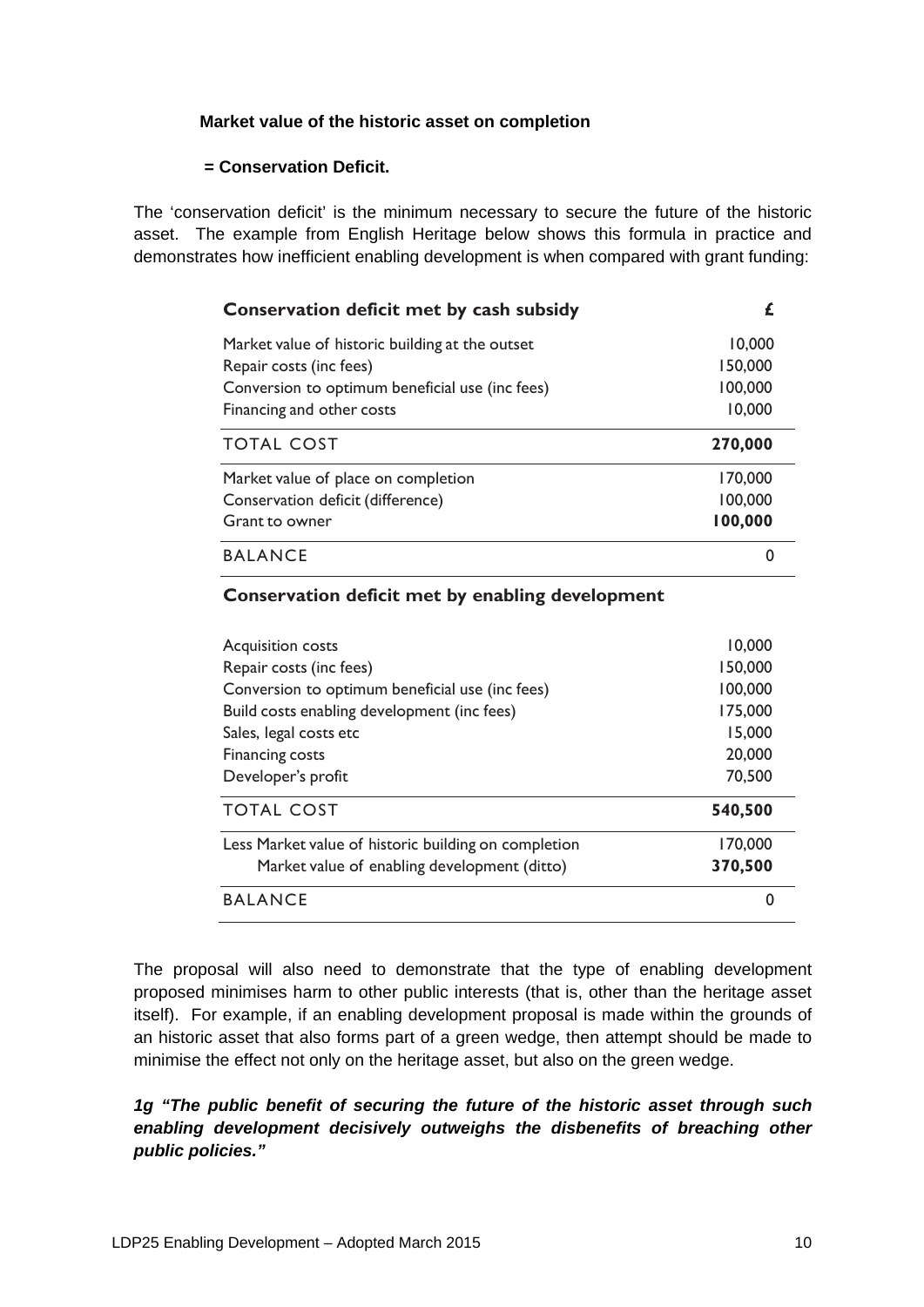**Market value of the historic asset on completion**

**= Conservation Deficit.**

The 'conservation deficit' is the minimum necessary to secure the future of the historic asset. The example from English Heritage below shows this formula in practice and demonstrates how inefficient enabling development is when compared with grant funding:

| **Conservation deficit met by cash subsidy** | **£** |
|---|---|
| Market value of historic building at the outset | 10,000 |
| Repair costs (inc fees) | 150,000 |
| Conversion to optimum beneficial use (inc fees) | 100,000 |
| Financing and other costs | 10,000 |
| TOTAL COST | **270,000** |
| Market value of place on completion | 170,000 |
| Conservation deficit (difference) | 100,000 |
| Grant to owner | **100,000** |
| BALANCE | 0 |

| **Conservation deficit met by enabling development** | |
|---|---|
| Acquisition costs | 10,000 |
| Repair costs (inc fees) | 150,000 |
| Conversion to optimum beneficial use (inc fees) | 100,000 |
| Build costs enabling development (inc fees) | 175,000 |
| Sales, legal costs etc | 15,000 |
| Financing costs | 20,000 |
| Developer's profit | 70,500 |
| TOTAL COST | **540,500** |
| Less Market value of historic building on completion | 170,000 |
| Market value of enabling development (ditto) | **370,500** |
| BALANCE | 0 |

The proposal will also need to demonstrate that the type of enabling development proposed minimises harm to other public interests (that is, other than the heritage asset itself). For example, if an enabling development proposal is made within the grounds of an historic asset that also forms part of a green wedge, then attempt should be made to minimise the effect not only on the heritage asset, but also on the green wedge.

***1g "The public benefit of securing the future of the historic asset through such enabling development decisively outweighs the disbenefits of breaching other public policies."***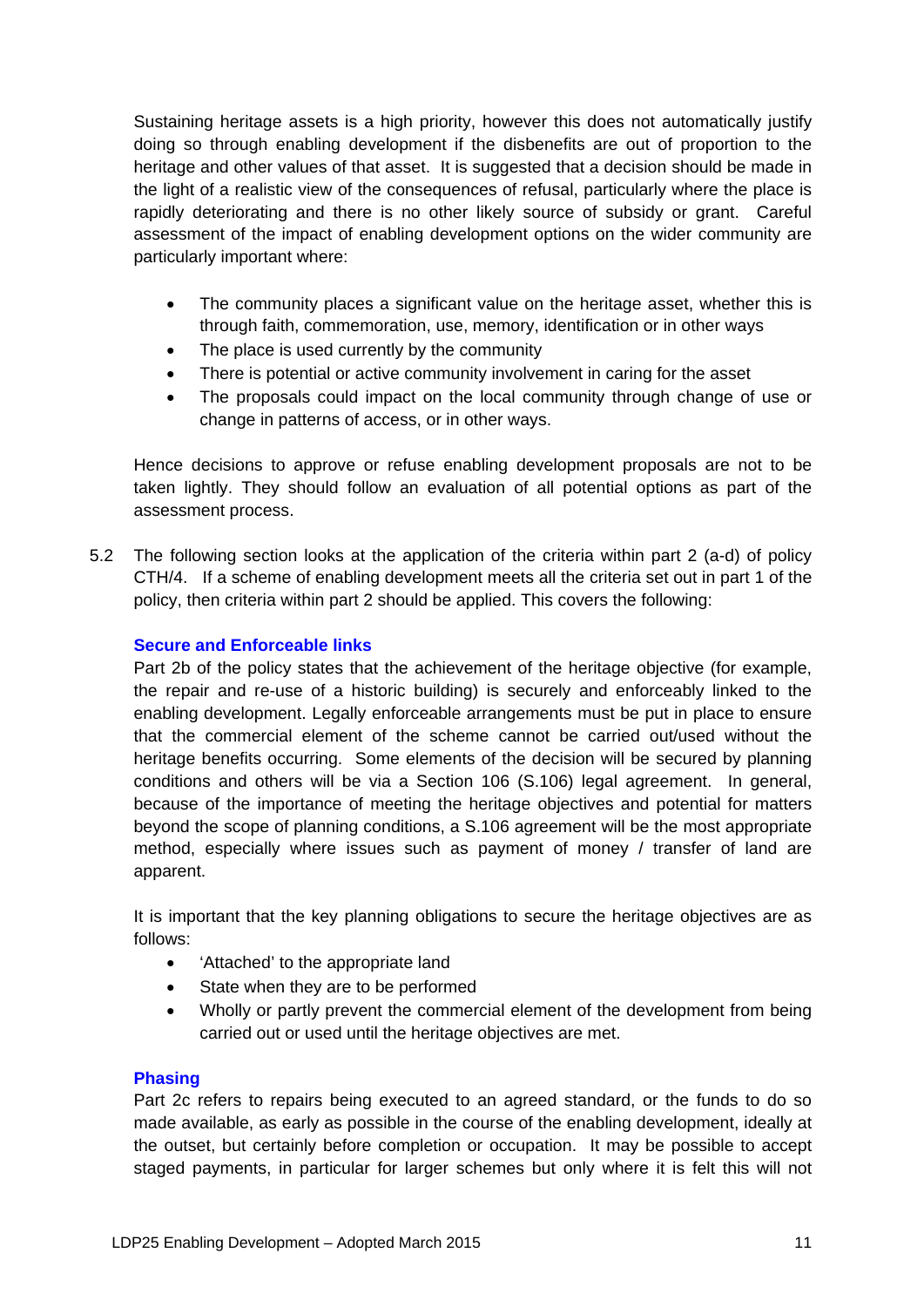Sustaining heritage assets is a high priority, however this does not automatically justify doing so through enabling development if the disbenefits are out of proportion to the heritage and other values of that asset. It is suggested that a decision should be made in the light of a realistic view of the consequences of refusal, particularly where the place is rapidly deteriorating and there is no other likely source of subsidy or grant. Careful assessment of the impact of enabling development options on the wider community are particularly important where:

- The community places a significant value on the heritage asset, whether this is through faith, commemoration, use, memory, identification or in other ways
- The place is used currently by the community
- There is potential or active community involvement in caring for the asset
- The proposals could impact on the local community through change of use or change in patterns of access, or in other ways.

Hence decisions to approve or refuse enabling development proposals are not to be taken lightly. They should follow an evaluation of all potential options as part of the assessment process.

5.2 The following section looks at the application of the criteria within part 2 (a-d) of policy CTH/4. If a scheme of enabling development meets all the criteria set out in part 1 of the policy, then criteria within part 2 should be applied. This covers the following:

### Secure and Enforceable links

Part 2b of the policy states that the achievement of the heritage objective (for example, the repair and re-use of a historic building) is securely and enforceably linked to the enabling development. Legally enforceable arrangements must be put in place to ensure that the commercial element of the scheme cannot be carried out/used without the heritage benefits occurring. Some elements of the decision will be secured by planning conditions and others will be via a Section 106 (S.106) legal agreement. In general, because of the importance of meeting the heritage objectives and potential for matters beyond the scope of planning conditions, a S.106 agreement will be the most appropriate method, especially where issues such as payment of money / transfer of land are apparent.

It is important that the key planning obligations to secure the heritage objectives are as follows:

- 'Attached' to the appropriate land
- State when they are to be performed
- Wholly or partly prevent the commercial element of the development from being carried out or used until the heritage objectives are met.

### Phasing

Part 2c refers to repairs being executed to an agreed standard, or the funds to do so made available, as early as possible in the course of the enabling development, ideally at the outset, but certainly before completion or occupation. It may be possible to accept staged payments, in particular for larger schemes but only where it is felt this will not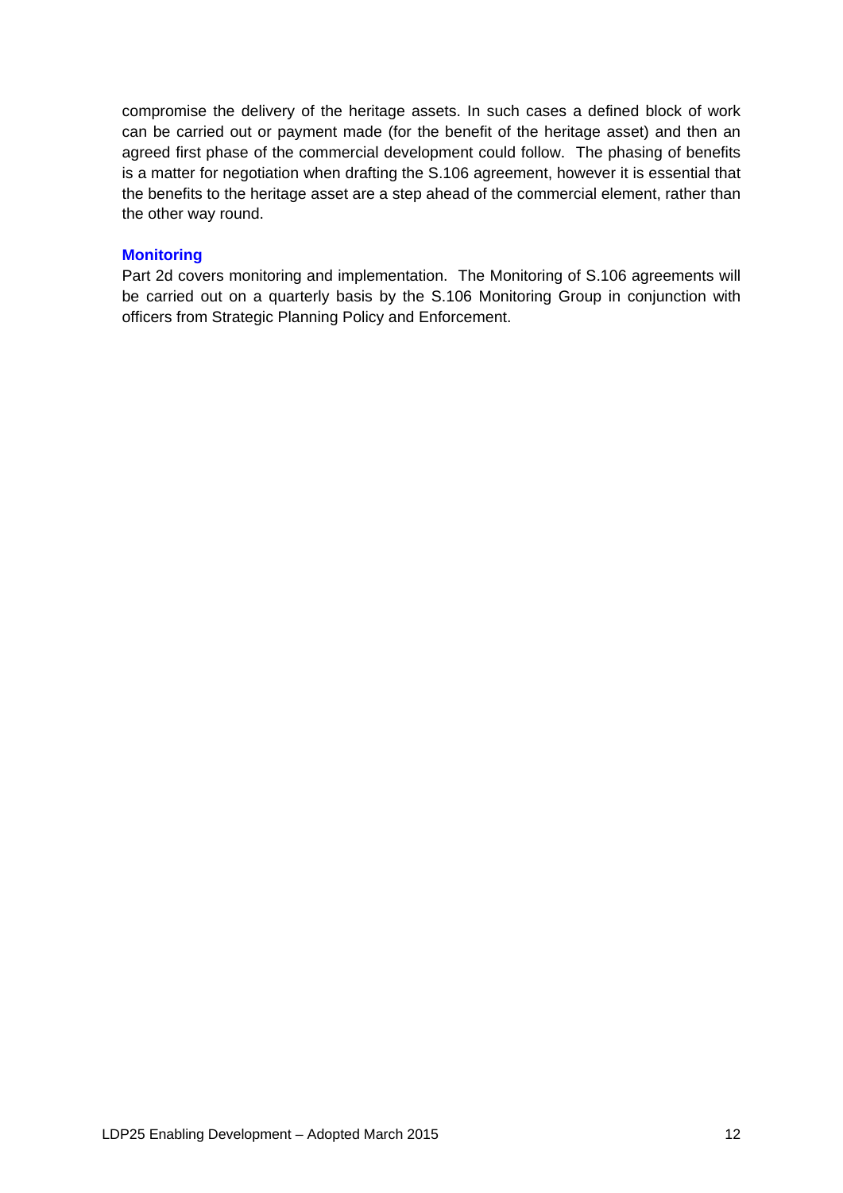compromise the delivery of the heritage assets. In such cases a defined block of work can be carried out or payment made (for the benefit of the heritage asset) and then an agreed first phase of the commercial development could follow. The phasing of benefits is a matter for negotiation when drafting the S.106 agreement, however it is essential that the benefits to the heritage asset are a step ahead of the commercial element, rather than the other way round.

### Monitoring

Part 2d covers monitoring and implementation. The Monitoring of S.106 agreements will be carried out on a quarterly basis by the S.106 Monitoring Group in conjunction with officers from Strategic Planning Policy and Enforcement.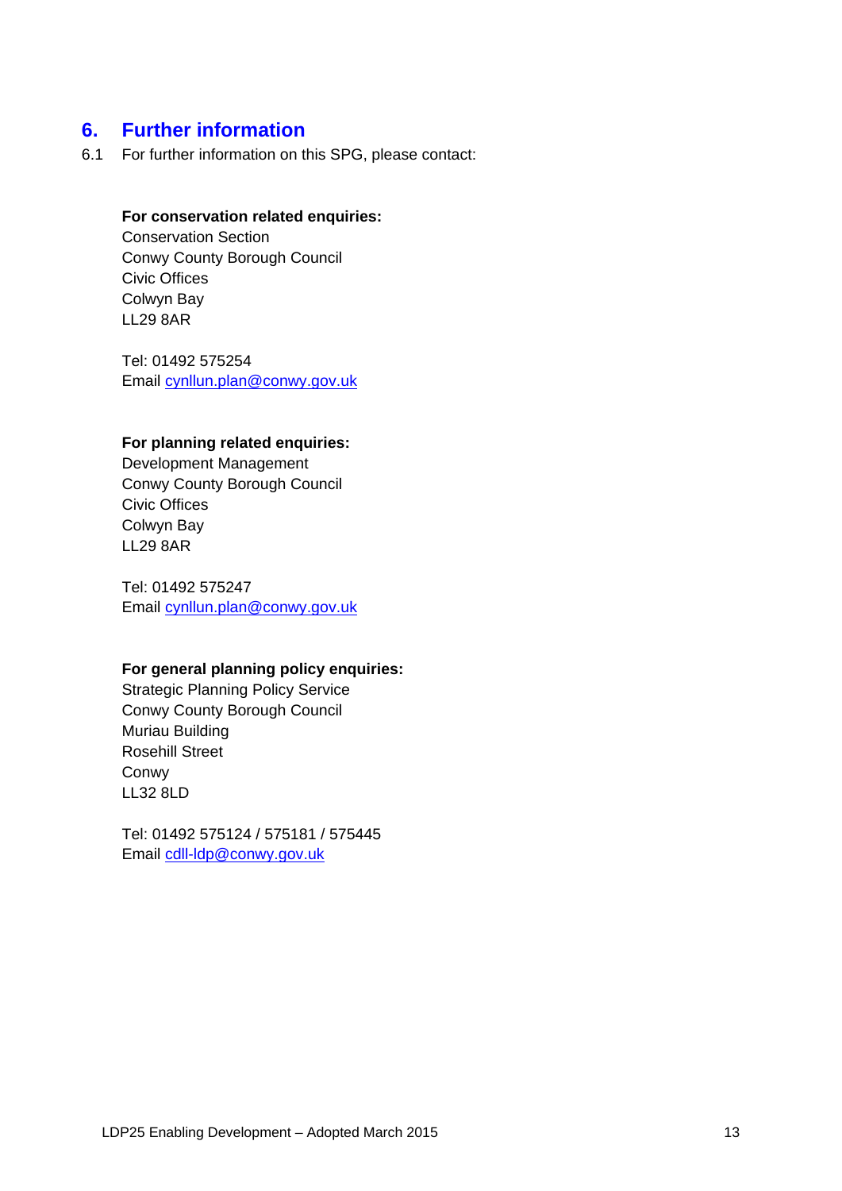## 6. Further information

6.1 For further information on this SPG, please contact:

**For conservation related enquiries:**
Conservation Section
Conwy County Borough Council
Civic Offices
Colwyn Bay
LL29 8AR

Tel: 01492 575254
Email cynllun.plan@conwy.gov.uk

**For planning related enquiries:**
Development Management
Conwy County Borough Council
Civic Offices
Colwyn Bay
LL29 8AR

Tel: 01492 575247
Email cynllun.plan@conwy.gov.uk

**For general planning policy enquiries:**
Strategic Planning Policy Service
Conwy County Borough Council
Muriau Building
Rosehill Street
Conwy
LL32 8LD

Tel: 01492 575124 / 575181 / 575445
Email cdll-ldp@conwy.gov.uk